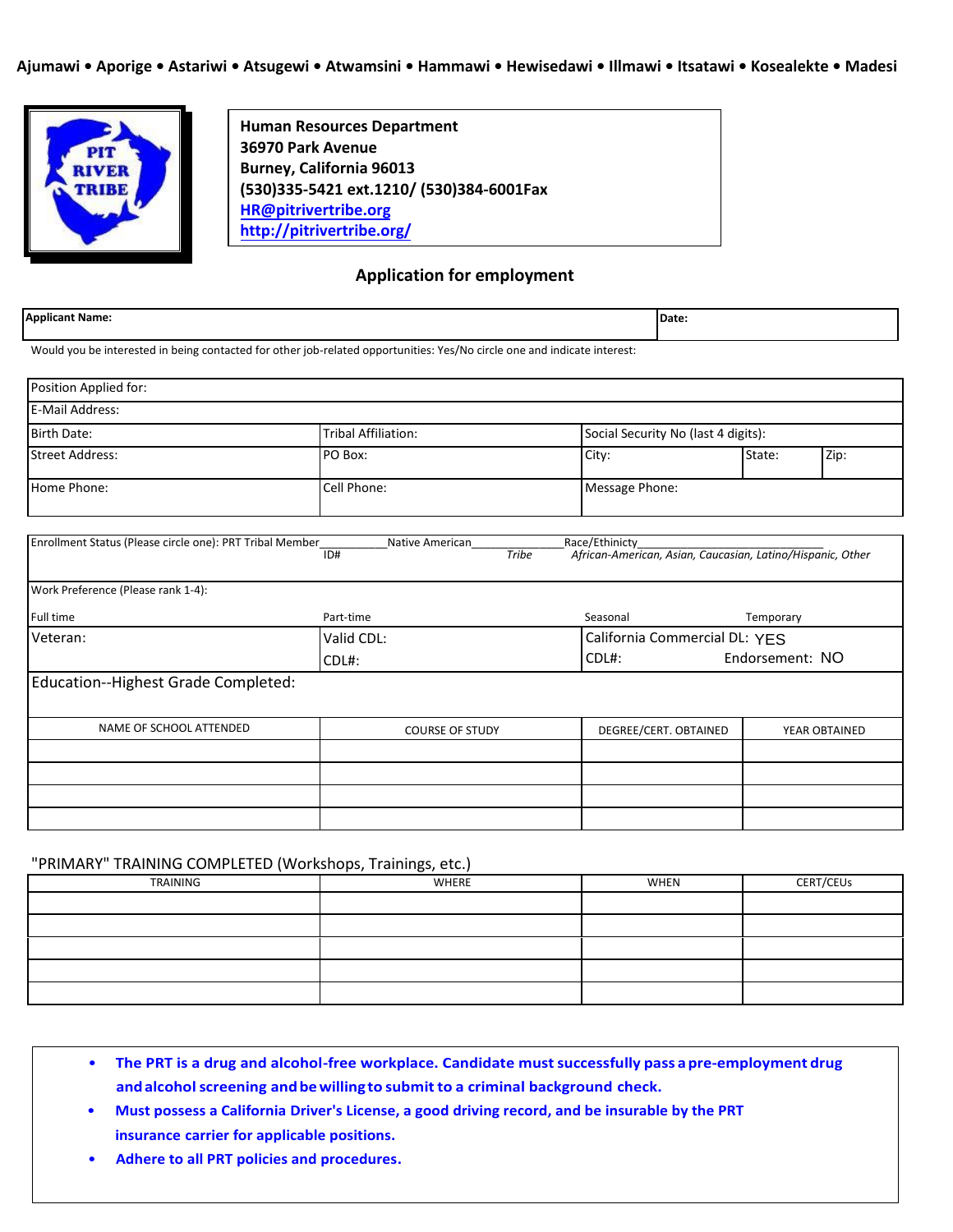**Ajumawi • Aporige • Astariwi • Atsugewi • Atwamsini • Hammawi • Hewisedawi • Illmawi • Itsatawi • Kosealekte • Madesi**

PIT RIVER TRIBE

**Human Resources Department**
**36970 Park Avenue**
**Burney, California 96013**
**(530)335-5421 ext.1210/ (530)384-6001Fax**
**HR@pitrivertribe.org**
**http://pitrivertribe.org/**

## Application for employment

| **Applicant Name:** | **Date:** |
|---|---|

Would you be interested in being contacted for other job-related opportunities: Yes/No circle one and indicate interest:

| Position Applied for: | | | | |
|---|---|---|---|---|
| E-Mail Address: | | | | |
| Birth Date: | Tribal Affiliation: | Social Security No (last 4 digits): | | |
| Street Address: | PO Box: | City: | State: | Zip: |
| Home Phone: | Cell Phone: | Message Phone: | | |

| Enrollment Status (Please circle one): PRT Tribal Member_________ ID# | Native American_____________ *Tribe* | Race/Ethnicity_______________________ *African-American, Asian, Caucasian, Latino/Hispanic, Other* | |
|---|---|---|---|
| Work Preference (Please rank 1-4): | | | |
| Full time | Part-time | Seasonal | Temporary |
| Veteran: | Valid CDL: CDL#: | California Commercial DL: YES CDL#: | Endorsement: NO |
| Education--Highest Grade Completed: | | | |
| NAME OF SCHOOL ATTENDED | COURSE OF STUDY | DEGREE/CERT. OBTAINED | YEAR OBTAINED |
| | | | |
| | | | |
| | | | |
| | | | |

"PRIMARY" TRAINING COMPLETED (Workshops, Trainings, etc.)

| TRAINING | WHERE | WHEN | CERT/CEUs |
|---|---|---|---|
| | | | |
| | | | |
| | | | |
| | | | |
| | | | |

- **The PRT is a drug and alcohol-free workplace. Candidate must successfully pass a pre-employment drug and alcohol screening and be willing to submit to a criminal background check.**
- **Must possess a California Driver's License, a good driving record, and be insurable by the PRT insurance carrier for applicable positions.**
- **Adhere to all PRT policies and procedures.**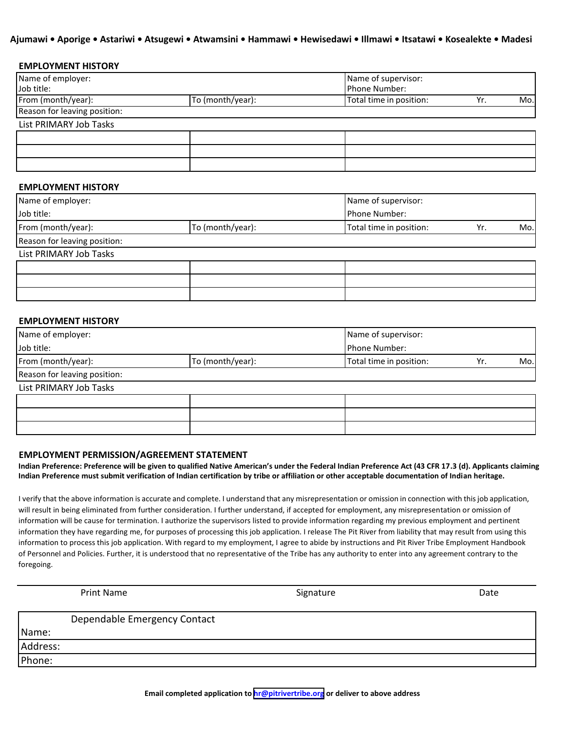Ajumawi • Aporige • Astariwi • Atsugewi • Atwamsini • Hammawi • Hewisedawi • Illmawi • Itsatawi • Kosealekte • Madesi

## EMPLOYMENT HISTORY

| | | |
|---|---|---|
| Name of employer:<br>Job title: | | Name of supervisor:<br>Phone Number: |
| From (month/year): | To (month/year): | Total time in position: Yr. Mo. |
| Reason for leaving position: | | |

List PRIMARY Job Tasks

| | | |
|---|---|---|
| | | |
| | | |
| | | |

## EMPLOYMENT HISTORY

| | | |
|---|---|---|
| Name of employer:<br>Job title: | | Name of supervisor:<br>Phone Number: |
| From (month/year): | To (month/year): | Total time in position: Yr. Mo. |
| Reason for leaving position: | | |

List PRIMARY Job Tasks

| | | |
|---|---|---|
| | | |
| | | |
| | | |

## EMPLOYMENT HISTORY

| | | |
|---|---|---|
| Name of employer:<br>Job title: | | Name of supervisor:<br>Phone Number: |
| From (month/year): | To (month/year): | Total time in position: Yr. Mo. |
| Reason for leaving position: | | |

List PRIMARY Job Tasks

| | | |
|---|---|---|
| | | |
| | | |
| | | |

## EMPLOYMENT PERMISSION/AGREEMENT STATEMENT

**Indian Preference: Preference will be given to qualified Native American's under the Federal Indian Preference Act (43 CFR 17.3 (d). Applicants claiming Indian Preference must submit verification of Indian certification by tribe or affiliation or other acceptable documentation of Indian heritage.**

I verify that the above information is accurate and complete. I understand that any misrepresentation or omission in connection with this job application, will result in being eliminated from further consideration. I further understand, if accepted for employment, any misrepresentation or omission of information will be cause for termination. I authorize the supervisors listed to provide information regarding my previous employment and pertinent information they have regarding me, for purposes of processing this job application. I release The Pit River from liability that may result from using this information to process this job application. With regard to my employment, I agree to abide by instructions and Pit River Tribe Employment Handbook of Personnel and Policies. Further, it is understood that no representative of the Tribe has any authority to enter into any agreement contrary to the foregoing.

Print Name | Signature | Date

| Dependable Emergency Contact |
|---|
| Name: |
| Address: |
| Phone: |

**Email completed application to hr@pitrivertribe.org or deliver to above address**